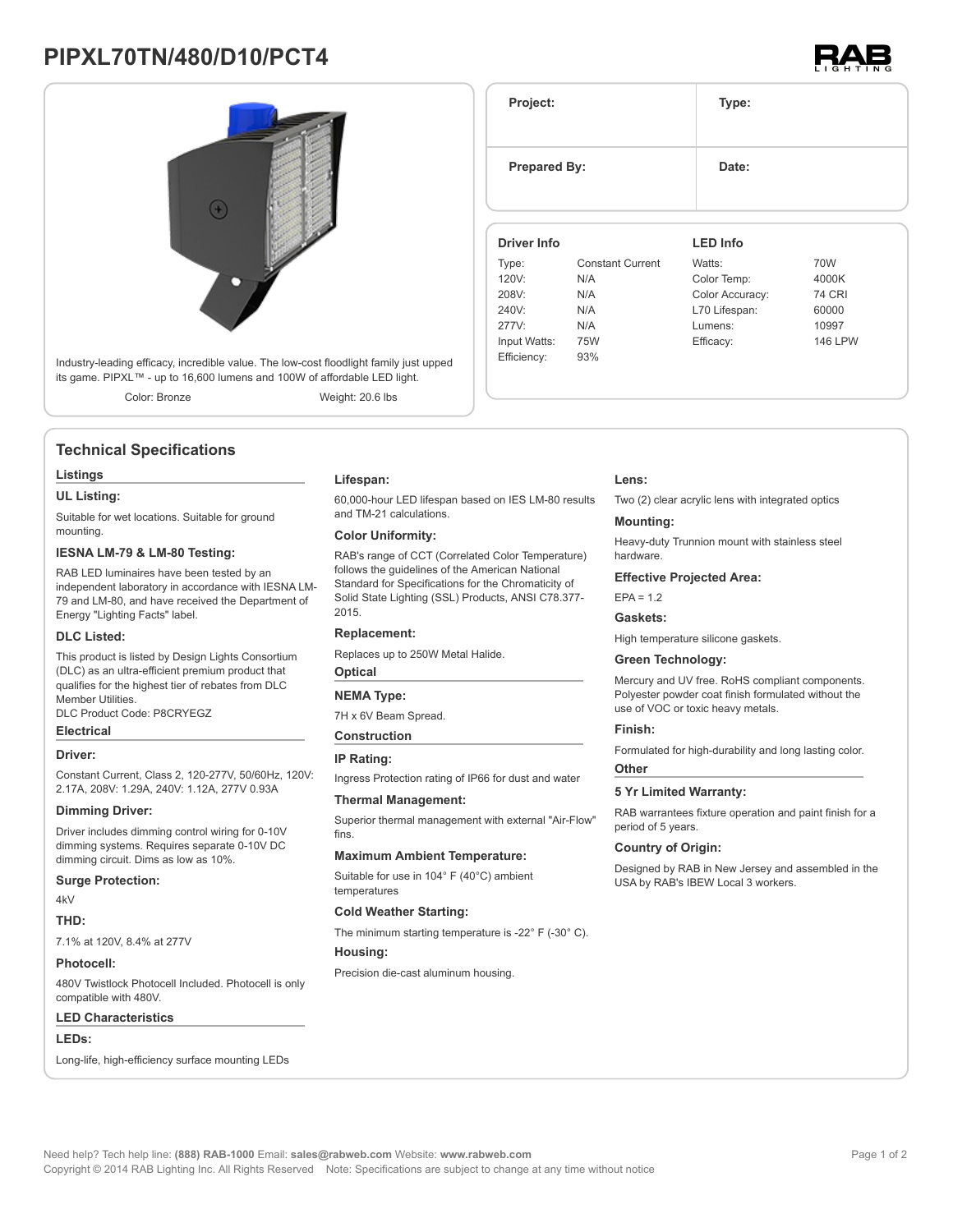# PIPXL70TN/480/D10/PCT4

Industry-leading efficacy, incredible value. The low-cost floodlight family just upped its game. PIPXL™ - up to 16,600 lumens and 100W of affordable LED light.

Color: Bronze

Weight: 20.6 lbs

| Project: | Type: |
|---|---|
| Prepared By: | Date: |

| Driver Info | | LED Info | |
|---|---|---|---|
| Type: | Constant Current | Watts: | 70W |
| 120V: | N/A | Color Temp: | 4000K |
| 208V: | N/A | Color Accuracy: | 74 CRI |
| 240V: | N/A | L70 Lifespan: | 60000 |
| 277V: | N/A | Lumens: | 10997 |
| Input Watts: | 75W | Efficacy: | 146 LPW |
| Efficiency: | 93% | | |

## Technical Specifications

### Listings

**UL Listing:**

Suitable for wet locations. Suitable for ground mounting.

**IESNA LM-79 & LM-80 Testing:**

RAB LED luminaires have been tested by an independent laboratory in accordance with IESNA LM-79 and LM-80, and have received the Department of Energy "Lighting Facts" label.

**DLC Listed:**

This product is listed by Design Lights Consortium (DLC) as an ultra-efficient premium product that qualifies for the highest tier of rebates from DLC Member Utilities.
DLC Product Code: P8CRYEGZ

### Electrical

**Driver:**

Constant Current, Class 2, 120-277V, 50/60Hz, 120V: 2.17A, 208V: 1.29A, 240V: 1.12A, 277V 0.93A

**Dimming Driver:**

Driver includes dimming control wiring for 0-10V dimming systems. Requires separate 0-10V DC dimming circuit. Dims as low as 10%.

**Surge Protection:**

4kV

**THD:**

7.1% at 120V, 8.4% at 277V

**Photocell:**

480V Twistlock Photocell Included. Photocell is only compatible with 480V.

### LED Characteristics

**LEDs:**

Long-life, high-efficiency surface mounting LEDs

**Lifespan:**

60,000-hour LED lifespan based on IES LM-80 results and TM-21 calculations.

**Color Uniformity:**

RAB's range of CCT (Correlated Color Temperature) follows the guidelines of the American National Standard for Specifications for the Chromaticity of Solid State Lighting (SSL) Products, ANSI C78.377-2015.

**Replacement:**

Replaces up to 250W Metal Halide.

### Optical

**NEMA Type:**

7H x 6V Beam Spread.

### Construction

**IP Rating:**

Ingress Protection rating of IP66 for dust and water

**Thermal Management:**

Superior thermal management with external "Air-Flow" fins.

**Maximum Ambient Temperature:**

Suitable for use in 104° F (40°C) ambient temperatures

**Cold Weather Starting:**

The minimum starting temperature is -22° F (-30° C).

**Housing:**

Precision die-cast aluminum housing.

**Lens:**

Two (2) clear acrylic lens with integrated optics

**Mounting:**

Heavy-duty Trunnion mount with stainless steel hardware.

**Effective Projected Area:**

EPA = 1.2

**Gaskets:**

High temperature silicone gaskets.

**Green Technology:**

Mercury and UV free. RoHS compliant components. Polyester powder coat finish formulated without the use of VOC or toxic heavy metals.

**Finish:**

Formulated for high-durability and long lasting color.

### Other

**5 Yr Limited Warranty:**

RAB warrantees fixture operation and paint finish for a period of 5 years.

**Country of Origin:**

Designed by RAB in New Jersey and assembled in the USA by RAB's IBEW Local 3 workers.

Need help? Tech help line: **(888) RAB-1000** Email: **sales@rabweb.com** Website: **www.rabweb.com**
Copyright © 2014 RAB Lighting Inc. All Rights Reserved Note: Specifications are subject to change at any time without notice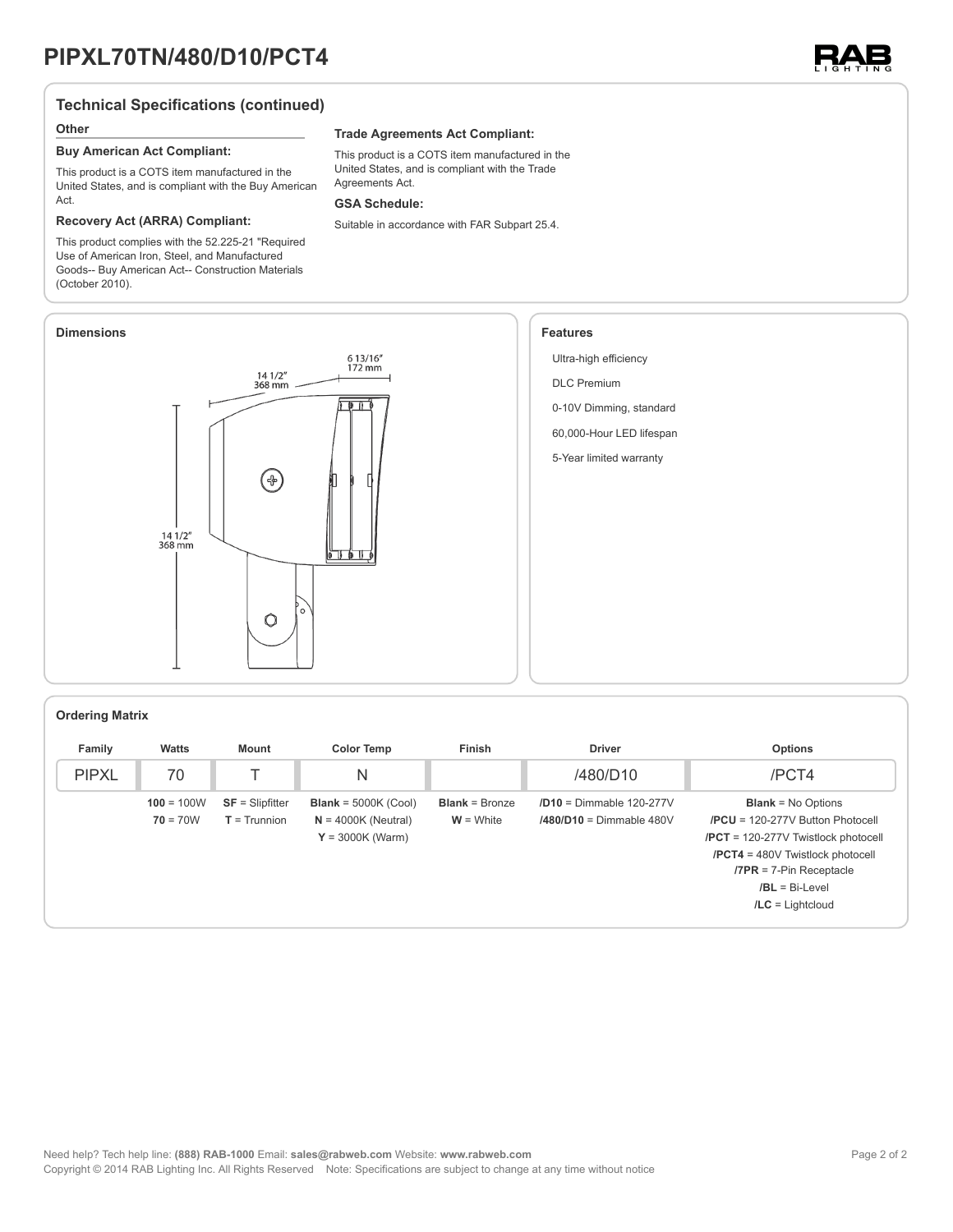# PIPXL70TN/480/D10/PCT4

## Technical Specifications (continued)

### Other

**Buy American Act Compliant:**

This product is a COTS item manufactured in the United States, and is compliant with the Buy American Act.

**Recovery Act (ARRA) Compliant:**

This product complies with the 52.225-21 "Required Use of American Iron, Steel, and Manufactured Goods-- Buy American Act-- Construction Materials (October 2010).

**Trade Agreements Act Compliant:**

This product is a COTS item manufactured in the United States, and is compliant with the Trade Agreements Act.

**GSA Schedule:**

Suitable in accordance with FAR Subpart 25.4.

## Dimensions

14 1/2"
368 mm

6 13/16"
172 mm

14 1/2"
368 mm

## Features

- Ultra-high efficiency
- DLC Premium
- 0-10V Dimming, standard
- 60,000-Hour LED lifespan
- 5-Year limited warranty

## Ordering Matrix

| Family | Watts | Mount | Color Temp | Finish | Driver | Options |
|---|---|---|---|---|---|---|
| PIPXL | 70 | T | N | | /480/D10 | /PCT4 |
| | **100** = 100W | **SF** = Slipfitter | **Blank** = 5000K (Cool) | **Blank** = Bronze | **/D10** = Dimmable 120-277V | **Blank** = No Options |
| | **70** = 70W | **T** = Trunnion | **N** = 4000K (Neutral) | **W** = White | **/480/D10** = Dimmable 480V | **/PCU** = 120-277V Button Photocell |
| | | | **Y** = 3000K (Warm) | | | **/PCT** = 120-277V Twistlock photocell |
| | | | | | | **/PCT4** = 480V Twistlock photocell |
| | | | | | | **/7PR** = 7-Pin Receptacle |
| | | | | | | **/BL** = Bi-Level |
| | | | | | | **/LC** = Lightcloud |

Need help? Tech help line: **(888) RAB-1000** Email: **sales@rabweb.com** Website: **www.rabweb.com**
Copyright © 2014 RAB Lighting Inc. All Rights Reserved Note: Specifications are subject to change at any time without notice